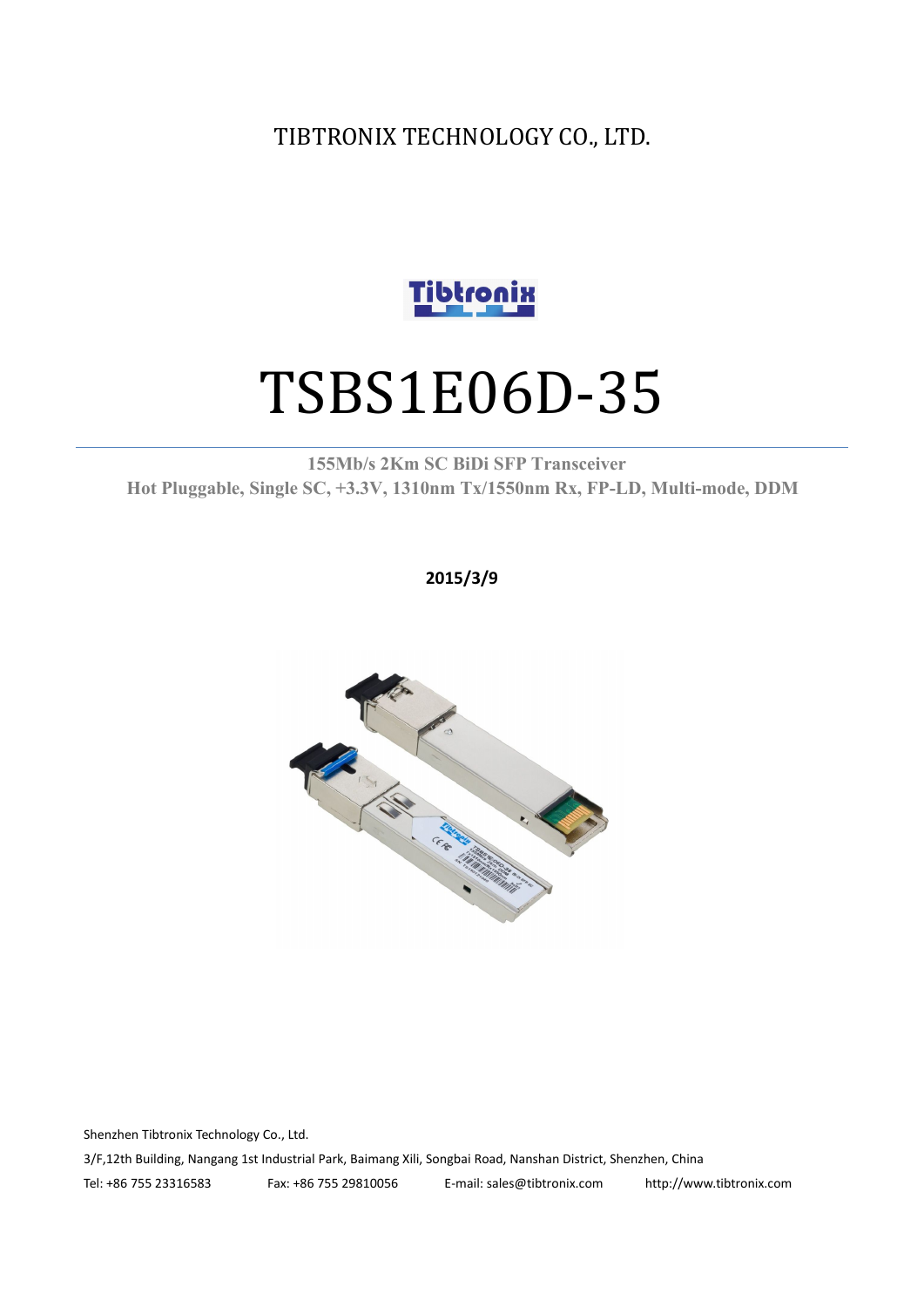TIBTRONIX TECHNOLOGY CO., LTD.

# TSBS1E06D-35

**155Mb/s 2Km SC BiDi SFP Transceiver**
**Hot Pluggable, Single SC, +3.3V, 1310nm Tx/1550nm Rx, FP-LD, Multi-mode, DDM**

**2015/3/9**

Shenzhen Tibtronix Technology Co., Ltd.

3/F,12th Building, Nangang 1st Industrial Park, Baimang Xili, Songbai Road, Nanshan District, Shenzhen, China

Tel: +86 755 23316583 Fax: +86 755 29810056 E-mail: sales@tibtronix.com http://www.tibtronix.com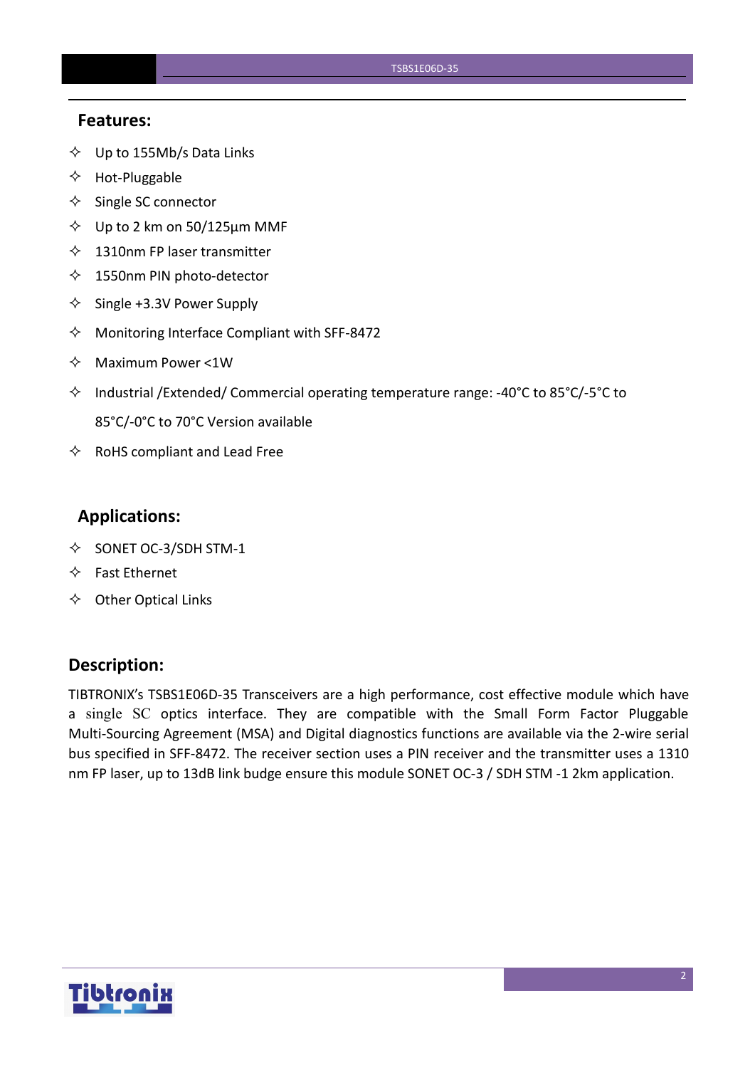## Features:

- ✧ Up to 155Mb/s Data Links
- ✧ Hot-Pluggable
- ✧ Single SC connector
- ✧ Up to 2 km on 50/125µm MMF
- ✧ 1310nm FP laser transmitter
- ✧ 1550nm PIN photo-detector
- ✧ Single +3.3V Power Supply
- ✧ Monitoring Interface Compliant with SFF-8472
- ✧ Maximum Power <1W
- ✧ Industrial /Extended/ Commercial operating temperature range: -40°C to 85°C/-5°C to 85°C/-0°C to 70°C Version available
- ✧ RoHS compliant and Lead Free

## Applications:

- ✧ SONET OC-3/SDH STM-1
- ✧ Fast Ethernet
- ✧ Other Optical Links

## Description:

TIBTRONIX's TSBS1E06D-35 Transceivers are a high performance, cost effective module which have a single SC optics interface. They are compatible with the Small Form Factor Pluggable Multi-Sourcing Agreement (MSA) and Digital diagnostics functions are available via the 2-wire serial bus specified in SFF-8472. The receiver section uses a PIN receiver and the transmitter uses a 1310 nm FP laser, up to 13dB link budge ensure this module SONET OC-3 / SDH STM -1 2km application.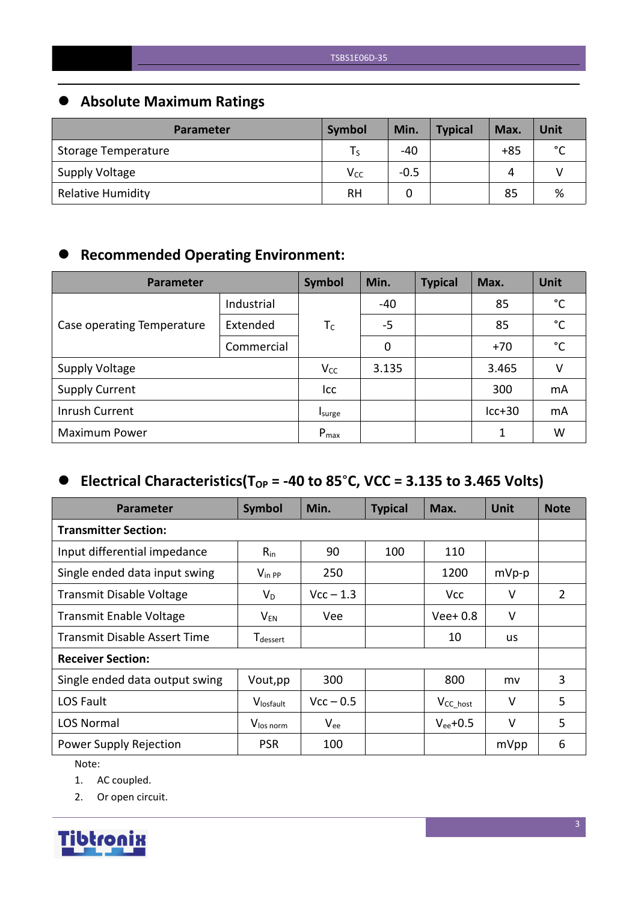## Absolute Maximum Ratings

| Parameter | Symbol | Min. | Typical | Max. | Unit |
|---|---|---|---|---|---|
| Storage Temperature | $T_S$ | -40 | | +85 | °C |
| Supply Voltage | $V_{CC}$ | -0.5 | | 4 | V |
| Relative Humidity | RH | 0 | | 85 | % |

## Recommended Operating Environment:

| Parameter | | Symbol | Min. | Typical | Max. | Unit |
|---|---|---|---|---|---|---|
| Case operating Temperature | Industrial | $T_C$ | -40 | | 85 | °C |
| | Extended | | -5 | | 85 | °C |
| | Commercial | | 0 | | +70 | °C |
| Supply Voltage | | $V_{CC}$ | 3.135 | | 3.465 | V |
| Supply Current | | Icc | | | 300 | mA |
| Inrush Current | | $I_{surge}$ | | | Icc+30 | mA |
| Maximum Power | | $P_{max}$ | | | 1 | W |

## Electrical Characteristics($T_{OP}$ = -40 to 85°C, VCC = 3.135 to 3.465 Volts)

| Parameter | Symbol | Min. | Typical | Max. | Unit | Note |
|---|---|---|---|---|---|---|
| **Transmitter Section:** | | | | | | |
| Input differential impedance | $R_{in}$ | 90 | 100 | 110 | | |
| Single ended data input swing | $V_{in\ PP}$ | 250 | | 1200 | mVp-p | |
| Transmit Disable Voltage | $V_D$ | Vcc – 1.3 | | Vcc | V | 2 |
| Transmit Enable Voltage | $V_{EN}$ | Vee | | Vee+ 0.8 | V | |
| Transmit Disable Assert Time | $T_{dessert}$ | | | 10 | us | |
| **Receiver Section:** | | | | | | |
| Single ended data output swing | Vout,pp | 300 | | 800 | mv | 3 |
| LOS Fault | $V_{losfault}$ | Vcc – 0.5 | | $V_{CC\_host}$ | V | 5 |
| LOS Normal | $V_{los\ norm}$ | $V_{ee}$ | | $V_{ee}$+0.5 | V | 5 |
| Power Supply Rejection | PSR | 100 | | | mVpp | 6 |

Note:

1. AC coupled.
2. Or open circuit.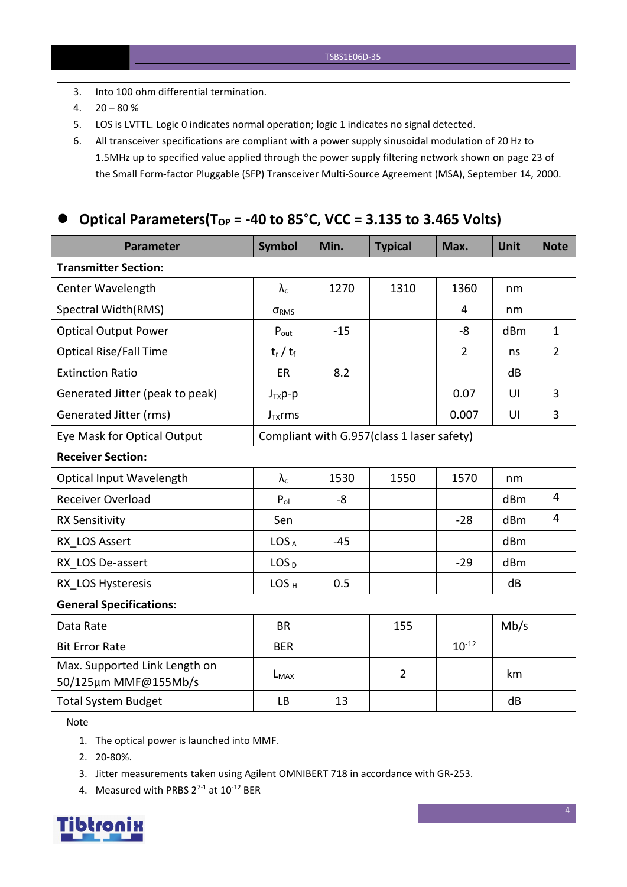3. Into 100 ohm differential termination.
4. 20 – 80 %
5. LOS is LVTTL. Logic 0 indicates normal operation; logic 1 indicates no signal detected.
6. All transceiver specifications are compliant with a power supply sinusoidal modulation of 20 Hz to 1.5MHz up to specified value applied through the power supply filtering network shown on page 23 of the Small Form-factor Pluggable (SFP) Transceiver Multi-Source Agreement (MSA), September 14, 2000.

## Optical Parameters($T_{OP}$ = -40 to 85°C, VCC = 3.135 to 3.465 Volts)

| Parameter | Symbol | Min. | Typical | Max. | Unit | Note |
|---|---|---|---|---|---|---|
| **Transmitter Section:** | | | | | | |
| Center Wavelength | $\lambda_c$ | 1270 | 1310 | 1360 | nm | |
| Spectral Width(RMS) | $\sigma_{RMS}$ | | | 4 | nm | |
| Optical Output Power | $P_{out}$ | -15 | | -8 | dBm | 1 |
| Optical Rise/Fall Time | $t_r$ / $t_f$ | | | 2 | ns | 2 |
| Extinction Ratio | ER | 8.2 | | | dB | |
| Generated Jitter (peak to peak) | $J_{TX}$p-p | | | 0.07 | UI | 3 |
| Generated Jitter (rms) | $J_{TX}$rms | | | 0.007 | UI | 3 |
| Eye Mask for Optical Output | Compliant with G.957(class 1 laser safety) | | | | | |
| **Receiver Section:** | | | | | | |
| Optical Input Wavelength | $\lambda_c$ | 1530 | 1550 | 1570 | nm | |
| Receiver Overload | $P_{ol}$ | -8 | | | dBm | 4 |
| RX Sensitivity | Sen | | | -28 | dBm | 4 |
| RX_LOS Assert | $LOS_A$ | -45 | | | dBm | |
| RX_LOS De-assert | $LOS_D$ | | | -29 | dBm | |
| RX_LOS Hysteresis | $LOS_H$ | 0.5 | | | dB | |
| **General Specifications:** | | | | | | |
| Data Rate | BR | | 155 | | Mb/s | |
| Bit Error Rate | BER | | | $10^{-12}$ | | |
| Max. Supported Link Length on 50/125µm MMF@155Mb/s | $L_{MAX}$ | | 2 | | km | |
| Total System Budget | LB | 13 | | | dB | |

Note

1. The optical power is launched into MMF.
2. 20-80%.
3. Jitter measurements taken using Agilent OMNIBERT 718 in accordance with GR-253.
4. Measured with PRBS $2^{7-1}$ at $10^{-12}$ BER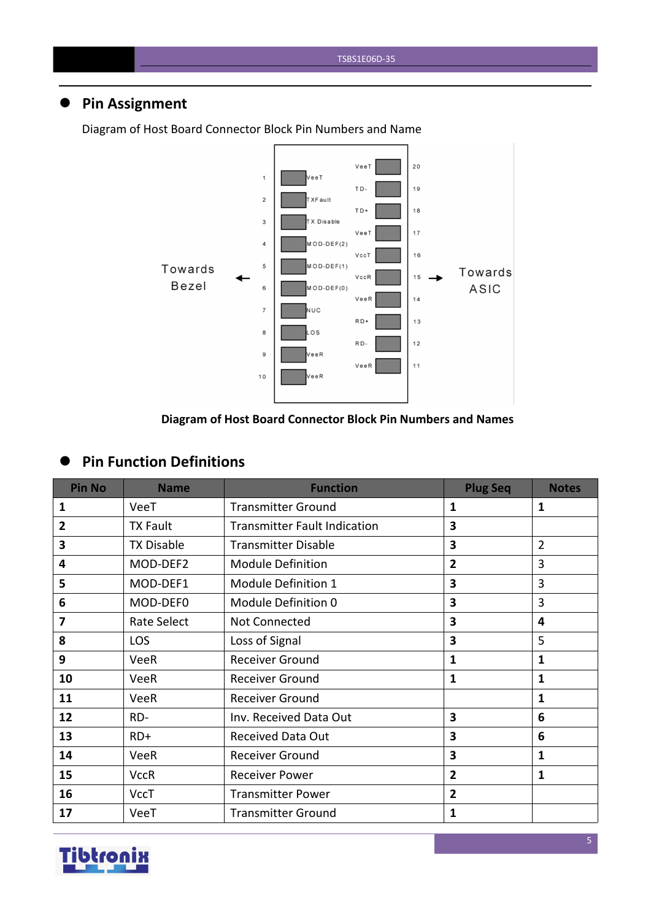## Pin Assignment

Diagram of Host Board Connector Block Pin Numbers and Name

**Diagram of Host Board Connector Block Pin Numbers and Names**

## Pin Function Definitions

| Pin No | Name | Function | Plug Seq | Notes |
|---|---|---|---|---|
| **1** | VeeT | Transmitter Ground | **1** | **1** |
| **2** | TX Fault | Transmitter Fault Indication | **3** | |
| **3** | TX Disable | Transmitter Disable | **3** | 2 |
| **4** | MOD-DEF2 | Module Definition | **2** | 3 |
| **5** | MOD-DEF1 | Module Definition 1 | **3** | 3 |
| **6** | MOD-DEF0 | Module Definition 0 | **3** | 3 |
| **7** | Rate Select | Not Connected | **3** | **4** |
| **8** | LOS | Loss of Signal | **3** | 5 |
| **9** | VeeR | Receiver Ground | **1** | **1** |
| **10** | VeeR | Receiver Ground | **1** | **1** |
| **11** | VeeR | Receiver Ground | | **1** |
| **12** | RD- | Inv. Received Data Out | **3** | **6** |
| **13** | RD+ | Received Data Out | **3** | **6** |
| **14** | VeeR | Receiver Ground | **3** | **1** |
| **15** | VccR | Receiver Power | **2** | **1** |
| **16** | VccT | Transmitter Power | **2** | |
| **17** | VeeT | Transmitter Ground | **1** | |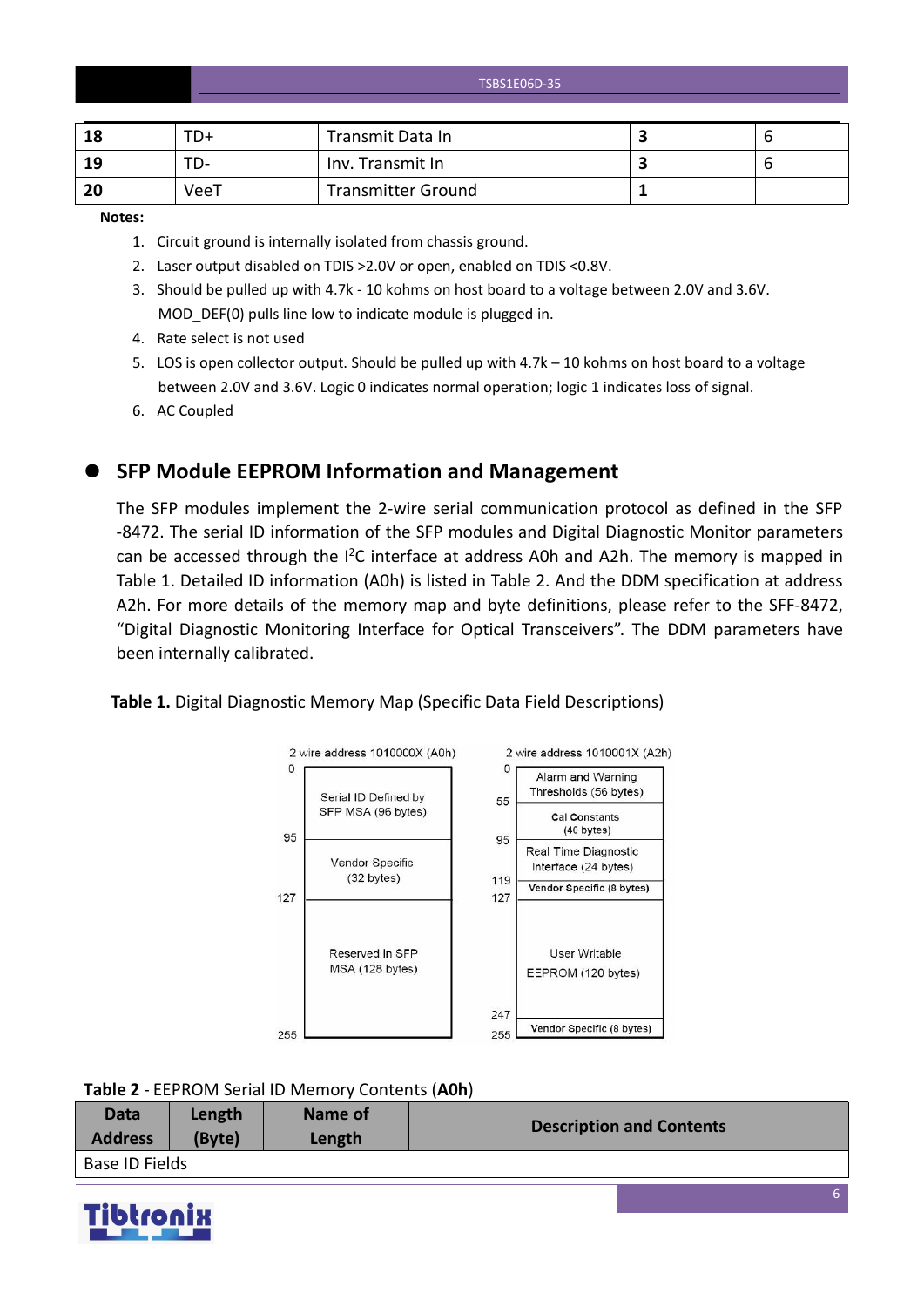| 18 | TD+ | Transmit Data In | 3 | 6 |
|---|---|---|---|---|
| 19 | TD- | Inv. Transmit In | 3 | 6 |
| 20 | VeeT | Transmitter Ground | 1 | |

**Notes:**

1. Circuit ground is internally isolated from chassis ground.
2. Laser output disabled on TDIS >2.0V or open, enabled on TDIS <0.8V.
3. Should be pulled up with 4.7k - 10 kohms on host board to a voltage between 2.0V and 3.6V. MOD_DEF(0) pulls line low to indicate module is plugged in.
4. Rate select is not used
5. LOS is open collector output. Should be pulled up with 4.7k – 10 kohms on host board to a voltage between 2.0V and 3.6V. Logic 0 indicates normal operation; logic 1 indicates loss of signal.
6. AC Coupled

## SFP Module EEPROM Information and Management

The SFP modules implement the 2-wire serial communication protocol as defined in the SFP -8472. The serial ID information of the SFP modules and Digital Diagnostic Monitor parameters can be accessed through the I$^2$C interface at address A0h and A2h. The memory is mapped in Table 1. Detailed ID information (A0h) is listed in Table 2. And the DDM specification at address A2h. For more details of the memory map and byte definitions, please refer to the SFF-8472, "Digital Diagnostic Monitoring Interface for Optical Transceivers". The DDM parameters have been internally calibrated.

**Table 1.** Digital Diagnostic Memory Map (Specific Data Field Descriptions)

| 2 wire address 1010000X (A0h) | | 2 wire address 1010001X (A2h) | |
|---|---|---|---|
| 0–95 | Serial ID Defined by SFP MSA (96 bytes) | 0–55 | Alarm and Warning Thresholds (56 bytes) |
| | | 55–95 | Cal Constants (40 bytes) |
| 95–127 | Vendor Specific (32 bytes) | 95–119 | Real Time Diagnostic Interface (24 bytes) |
| | | 119–127 | Vendor Specific (8 bytes) |
| 127–255 | Reserved in SFP MSA (128 bytes) | 127–247 | User Writable EEPROM (120 bytes) |
| | | 247–255 | Vendor Specific (8 bytes) |

**Table 2** - EEPROM Serial ID Memory Contents (**A0h**)

| Data Address | Length (Byte) | Name of Length | Description and Contents |
|---|---|---|---|
| Base ID Fields | | | |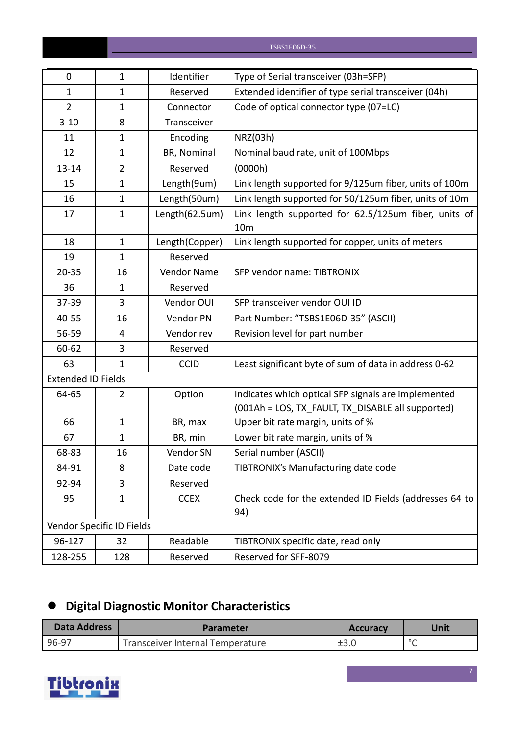| 0 | 1 | Identifier | Type of Serial transceiver (03h=SFP) |
|---|---|---|---|
| 1 | 1 | Reserved | Extended identifier of type serial transceiver (04h) |
| 2 | 1 | Connector | Code of optical connector type (07=LC) |
| 3-10 | 8 | Transceiver | |
| 11 | 1 | Encoding | NRZ(03h) |
| 12 | 1 | BR, Nominal | Nominal baud rate, unit of 100Mbps |
| 13-14 | 2 | Reserved | (0000h) |
| 15 | 1 | Length(9um) | Link length supported for 9/125um fiber, units of 100m |
| 16 | 1 | Length(50um) | Link length supported for 50/125um fiber, units of 10m |
| 17 | 1 | Length(62.5um) | Link length supported for 62.5/125um fiber, units of 10m |
| 18 | 1 | Length(Copper) | Link length supported for copper, units of meters |
| 19 | 1 | Reserved | |
| 20-35 | 16 | Vendor Name | SFP vendor name: TIBTRONIX |
| 36 | 1 | Reserved | |
| 37-39 | 3 | Vendor OUI | SFP transceiver vendor OUI ID |
| 40-55 | 16 | Vendor PN | Part Number: "TSBS1E06D-35" (ASCII) |
| 56-59 | 4 | Vendor rev | Revision level for part number |
| 60-62 | 3 | Reserved | |
| 63 | 1 | CCID | Least significant byte of sum of data in address 0-62 |
| Extended ID Fields | | | |
| 64-65 | 2 | Option | Indicates which optical SFP signals are implemented (001Ah = LOS, TX_FAULT, TX_DISABLE all supported) |
| 66 | 1 | BR, max | Upper bit rate margin, units of % |
| 67 | 1 | BR, min | Lower bit rate margin, units of % |
| 68-83 | 16 | Vendor SN | Serial number (ASCII) |
| 84-91 | 8 | Date code | TIBTRONIX's Manufacturing date code |
| 92-94 | 3 | Reserved | |
| 95 | 1 | CCEX | Check code for the extended ID Fields (addresses 64 to 94) |
| Vendor Specific ID Fields | | | |
| 96-127 | 32 | Readable | TIBTRONIX specific date, read only |
| 128-255 | 128 | Reserved | Reserved for SFF-8079 |

## Digital Diagnostic Monitor Characteristics

| Data Address | Parameter | Accuracy | Unit |
|---|---|---|---|
| 96-97 | Transceiver Internal Temperature | ±3.0 | °C |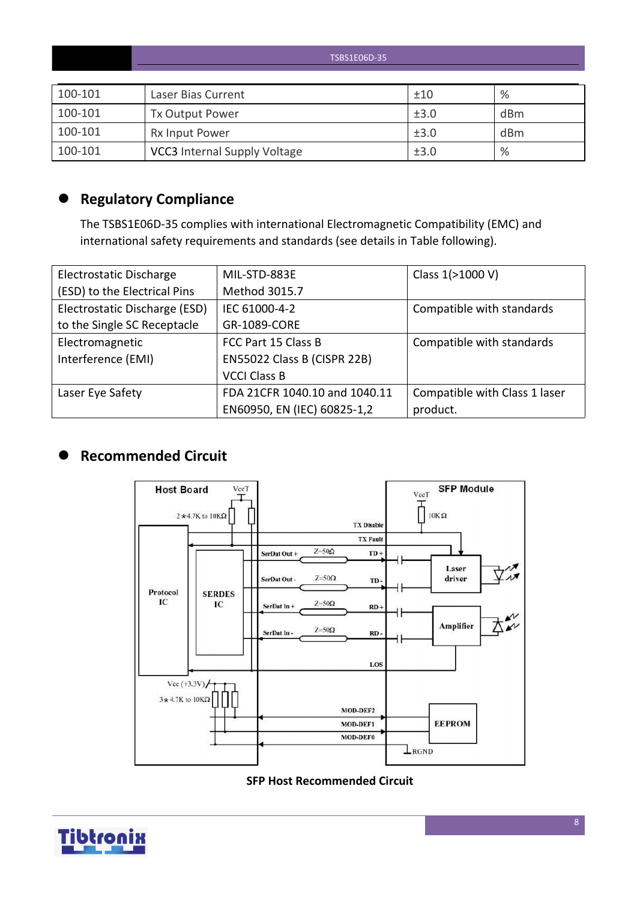| 100-101 | Laser Bias Current | ±10 | % |
|---|---|---|---|
| 100-101 | Tx Output Power | ±3.0 | dBm |
| 100-101 | Rx Input Power | ±3.0 | dBm |
| 100-101 | VCC3 Internal Supply Voltage | ±3.0 | % |

## Regulatory Compliance

The TSBS1E06D-35 complies with international Electromagnetic Compatibility (EMC) and international safety requirements and standards (see details in Table following).

| Electrostatic Discharge (ESD) to the Electrical Pins | MIL-STD-883E Method 3015.7 | Class 1(>1000 V) |
|---|---|---|
| Electrostatic Discharge (ESD) to the Single SC Receptacle | IEC 61000-4-2 GR-1089-CORE | Compatible with standards |
| Electromagnetic Interference (EMI) | FCC Part 15 Class B EN55022 Class B (CISPR 22B) VCCI Class B | Compatible with standards |
| Laser Eye Safety | FDA 21CFR 1040.10 and 1040.11 EN60950, EN (IEC) 60825-1,2 | Compatible with Class 1 laser product. |

## Recommended Circuit

**SFP Host Recommended Circuit**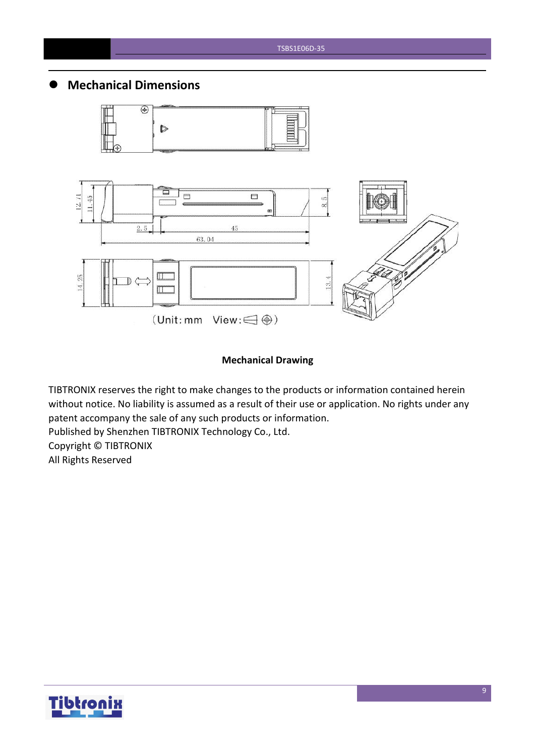## Mechanical Dimensions

12.71
11.45
8.5
2.5
45
63.04
14.25
13.4
(Unit: mm View: )

**Mechanical Drawing**

TIBTRONIX reserves the right to make changes to the products or information contained herein without notice. No liability is assumed as a result of their use or application. No rights under any patent accompany the sale of any such products or information.
Published by Shenzhen TIBTRONIX Technology Co., Ltd.
Copyright © TIBTRONIX
All Rights Reserved